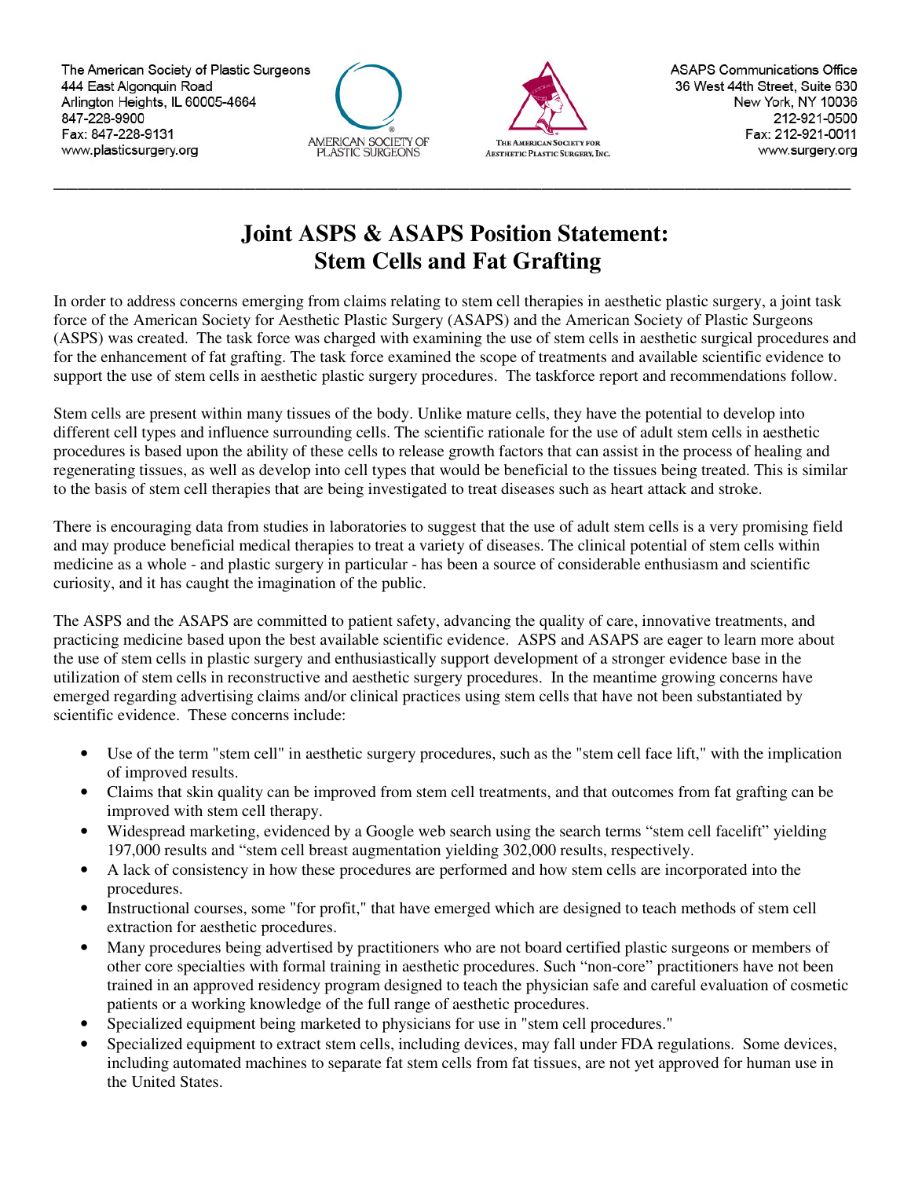The American Society of Plastic Surgeons
444 East Algonquin Road
Arlington Heights, IL 60005-4664
847-228-9900
Fax: 847-228-9131
www.plasticsurgery.org

AMERICAN SOCIETY OF PLASTIC SURGEONS

THE AMERICAN SOCIETY FOR AESTHETIC PLASTIC SURGERY, INC.

ASAPS Communications Office
36 West 44th Street, Suite 630
New York, NY 10036
212-921-0500
Fax: 212-921-0011
www.surgery.org

# Joint ASPS & ASAPS Position Statement: Stem Cells and Fat Grafting

In order to address concerns emerging from claims relating to stem cell therapies in aesthetic plastic surgery, a joint task force of the American Society for Aesthetic Plastic Surgery (ASAPS) and the American Society of Plastic Surgeons (ASPS) was created. The task force was charged with examining the use of stem cells in aesthetic surgical procedures and for the enhancement of fat grafting. The task force examined the scope of treatments and available scientific evidence to support the use of stem cells in aesthetic plastic surgery procedures. The taskforce report and recommendations follow.

Stem cells are present within many tissues of the body. Unlike mature cells, they have the potential to develop into different cell types and influence surrounding cells. The scientific rationale for the use of adult stem cells in aesthetic procedures is based upon the ability of these cells to release growth factors that can assist in the process of healing and regenerating tissues, as well as develop into cell types that would be beneficial to the tissues being treated. This is similar to the basis of stem cell therapies that are being investigated to treat diseases such as heart attack and stroke.

There is encouraging data from studies in laboratories to suggest that the use of adult stem cells is a very promising field and may produce beneficial medical therapies to treat a variety of diseases. The clinical potential of stem cells within medicine as a whole - and plastic surgery in particular - has been a source of considerable enthusiasm and scientific curiosity, and it has caught the imagination of the public.

The ASPS and the ASAPS are committed to patient safety, advancing the quality of care, innovative treatments, and practicing medicine based upon the best available scientific evidence. ASPS and ASAPS are eager to learn more about the use of stem cells in plastic surgery and enthusiastically support development of a stronger evidence base in the utilization of stem cells in reconstructive and aesthetic surgery procedures. In the meantime growing concerns have emerged regarding advertising claims and/or clinical practices using stem cells that have not been substantiated by scientific evidence. These concerns include:

- Use of the term "stem cell" in aesthetic surgery procedures, such as the "stem cell face lift," with the implication of improved results.
- Claims that skin quality can be improved from stem cell treatments, and that outcomes from fat grafting can be improved with stem cell therapy.
- Widespread marketing, evidenced by a Google web search using the search terms "stem cell facelift" yielding 197,000 results and "stem cell breast augmentation yielding 302,000 results, respectively.
- A lack of consistency in how these procedures are performed and how stem cells are incorporated into the procedures.
- Instructional courses, some "for profit," that have emerged which are designed to teach methods of stem cell extraction for aesthetic procedures.
- Many procedures being advertised by practitioners who are not board certified plastic surgeons or members of other core specialties with formal training in aesthetic procedures. Such "non-core" practitioners have not been trained in an approved residency program designed to teach the physician safe and careful evaluation of cosmetic patients or a working knowledge of the full range of aesthetic procedures.
- Specialized equipment being marketed to physicians for use in "stem cell procedures."
- Specialized equipment to extract stem cells, including devices, may fall under FDA regulations. Some devices, including automated machines to separate fat stem cells from fat tissues, are not yet approved for human use in the United States.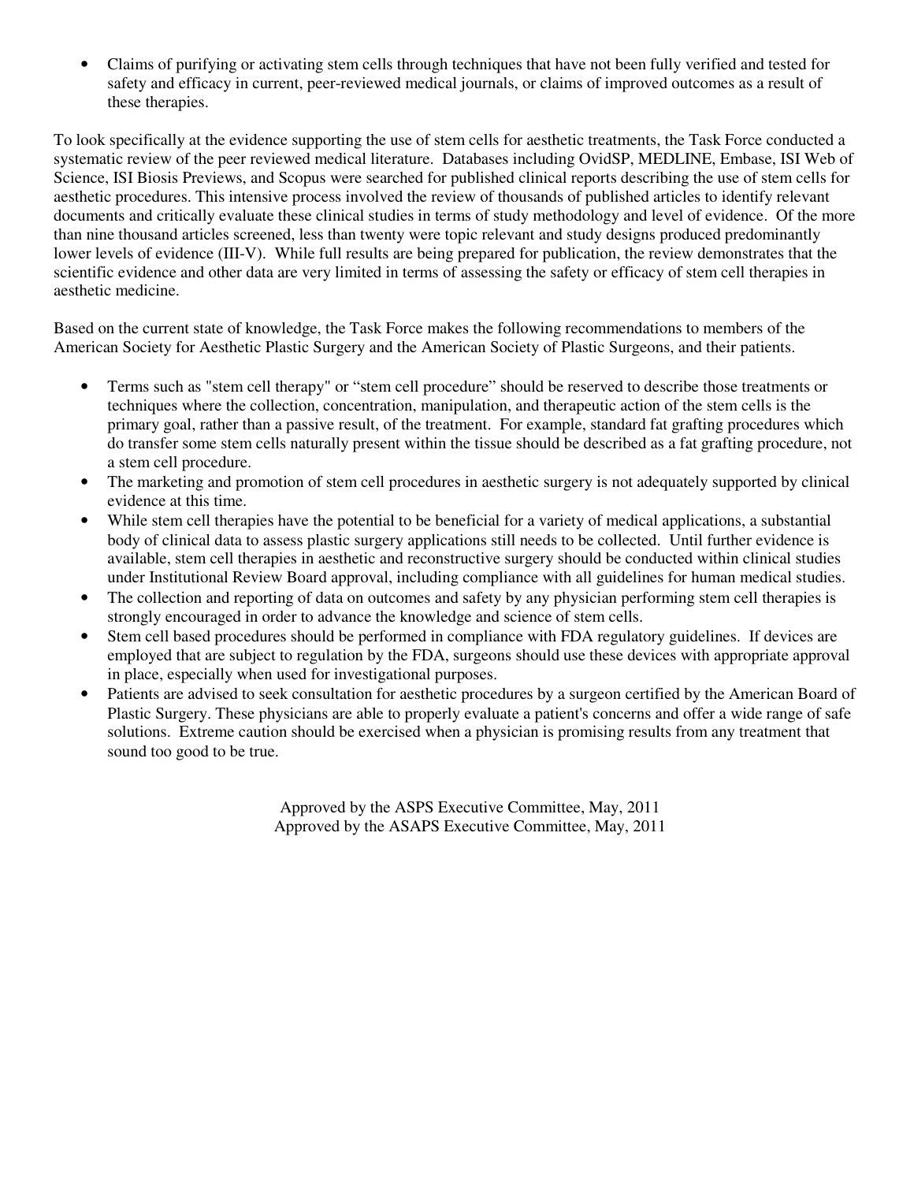- Claims of purifying or activating stem cells through techniques that have not been fully verified and tested for safety and efficacy in current, peer-reviewed medical journals, or claims of improved outcomes as a result of these therapies.

To look specifically at the evidence supporting the use of stem cells for aesthetic treatments, the Task Force conducted a systematic review of the peer reviewed medical literature. Databases including OvidSP, MEDLINE, Embase, ISI Web of Science, ISI Biosis Previews, and Scopus were searched for published clinical reports describing the use of stem cells for aesthetic procedures. This intensive process involved the review of thousands of published articles to identify relevant documents and critically evaluate these clinical studies in terms of study methodology and level of evidence. Of the more than nine thousand articles screened, less than twenty were topic relevant and study designs produced predominantly lower levels of evidence (III-V). While full results are being prepared for publication, the review demonstrates that the scientific evidence and other data are very limited in terms of assessing the safety or efficacy of stem cell therapies in aesthetic medicine.

Based on the current state of knowledge, the Task Force makes the following recommendations to members of the American Society for Aesthetic Plastic Surgery and the American Society of Plastic Surgeons, and their patients.

- Terms such as "stem cell therapy" or "stem cell procedure" should be reserved to describe those treatments or techniques where the collection, concentration, manipulation, and therapeutic action of the stem cells is the primary goal, rather than a passive result, of the treatment. For example, standard fat grafting procedures which do transfer some stem cells naturally present within the tissue should be described as a fat grafting procedure, not a stem cell procedure.
- The marketing and promotion of stem cell procedures in aesthetic surgery is not adequately supported by clinical evidence at this time.
- While stem cell therapies have the potential to be beneficial for a variety of medical applications, a substantial body of clinical data to assess plastic surgery applications still needs to be collected. Until further evidence is available, stem cell therapies in aesthetic and reconstructive surgery should be conducted within clinical studies under Institutional Review Board approval, including compliance with all guidelines for human medical studies.
- The collection and reporting of data on outcomes and safety by any physician performing stem cell therapies is strongly encouraged in order to advance the knowledge and science of stem cells.
- Stem cell based procedures should be performed in compliance with FDA regulatory guidelines. If devices are employed that are subject to regulation by the FDA, surgeons should use these devices with appropriate approval in place, especially when used for investigational purposes.
- Patients are advised to seek consultation for aesthetic procedures by a surgeon certified by the American Board of Plastic Surgery. These physicians are able to properly evaluate a patient's concerns and offer a wide range of safe solutions. Extreme caution should be exercised when a physician is promising results from any treatment that sound too good to be true.

Approved by the ASPS Executive Committee, May, 2011
Approved by the ASAPS Executive Committee, May, 2011